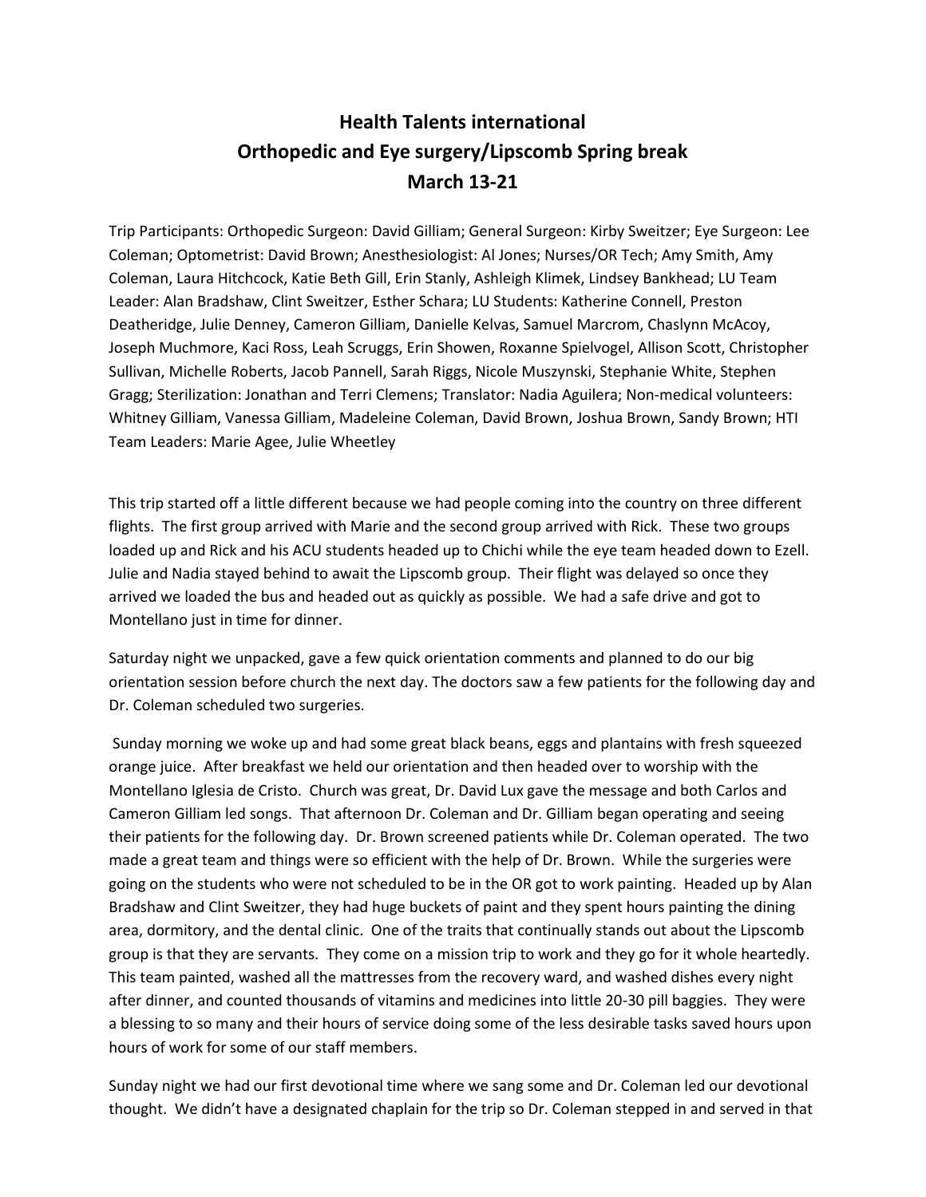# Health Talents international
# Orthopedic and Eye surgery/Lipscomb Spring break
# March 13-21

Trip Participants: Orthopedic Surgeon: David Gilliam; General Surgeon: Kirby Sweitzer; Eye Surgeon: Lee Coleman; Optometrist: David Brown; Anesthesiologist: Al Jones; Nurses/OR Tech; Amy Smith, Amy Coleman, Laura Hitchcock, Katie Beth Gill, Erin Stanly, Ashleigh Klimek, Lindsey Bankhead; LU Team Leader: Alan Bradshaw, Clint Sweitzer, Esther Schara; LU Students: Katherine Connell, Preston Deatheridge, Julie Denney, Cameron Gilliam, Danielle Kelvas, Samuel Marcrom, Chaslynn McAcoy, Joseph Muchmore, Kaci Ross, Leah Scruggs, Erin Showen, Roxanne Spielvogel, Allison Scott, Christopher Sullivan, Michelle Roberts, Jacob Pannell, Sarah Riggs, Nicole Muszynski, Stephanie White, Stephen Gragg; Sterilization: Jonathan and Terri Clemens; Translator: Nadia Aguilera; Non-medical volunteers: Whitney Gilliam, Vanessa Gilliam, Madeleine Coleman, David Brown, Joshua Brown, Sandy Brown; HTI Team Leaders: Marie Agee, Julie Wheetley

This trip started off a little different because we had people coming into the country on three different flights. The first group arrived with Marie and the second group arrived with Rick. These two groups loaded up and Rick and his ACU students headed up to Chichi while the eye team headed down to Ezell. Julie and Nadia stayed behind to await the Lipscomb group. Their flight was delayed so once they arrived we loaded the bus and headed out as quickly as possible. We had a safe drive and got to Montellano just in time for dinner.

Saturday night we unpacked, gave a few quick orientation comments and planned to do our big orientation session before church the next day. The doctors saw a few patients for the following day and Dr. Coleman scheduled two surgeries.

Sunday morning we woke up and had some great black beans, eggs and plantains with fresh squeezed orange juice. After breakfast we held our orientation and then headed over to worship with the Montellano Iglesia de Cristo. Church was great, Dr. David Lux gave the message and both Carlos and Cameron Gilliam led songs. That afternoon Dr. Coleman and Dr. Gilliam began operating and seeing their patients for the following day. Dr. Brown screened patients while Dr. Coleman operated. The two made a great team and things were so efficient with the help of Dr. Brown. While the surgeries were going on the students who were not scheduled to be in the OR got to work painting. Headed up by Alan Bradshaw and Clint Sweitzer, they had huge buckets of paint and they spent hours painting the dining area, dormitory, and the dental clinic. One of the traits that continually stands out about the Lipscomb group is that they are servants. They come on a mission trip to work and they go for it whole heartedly. This team painted, washed all the mattresses from the recovery ward, and washed dishes every night after dinner, and counted thousands of vitamins and medicines into little 20-30 pill baggies. They were a blessing to so many and their hours of service doing some of the less desirable tasks saved hours upon hours of work for some of our staff members.

Sunday night we had our first devotional time where we sang some and Dr. Coleman led our devotional thought. We didn't have a designated chaplain for the trip so Dr. Coleman stepped in and served in that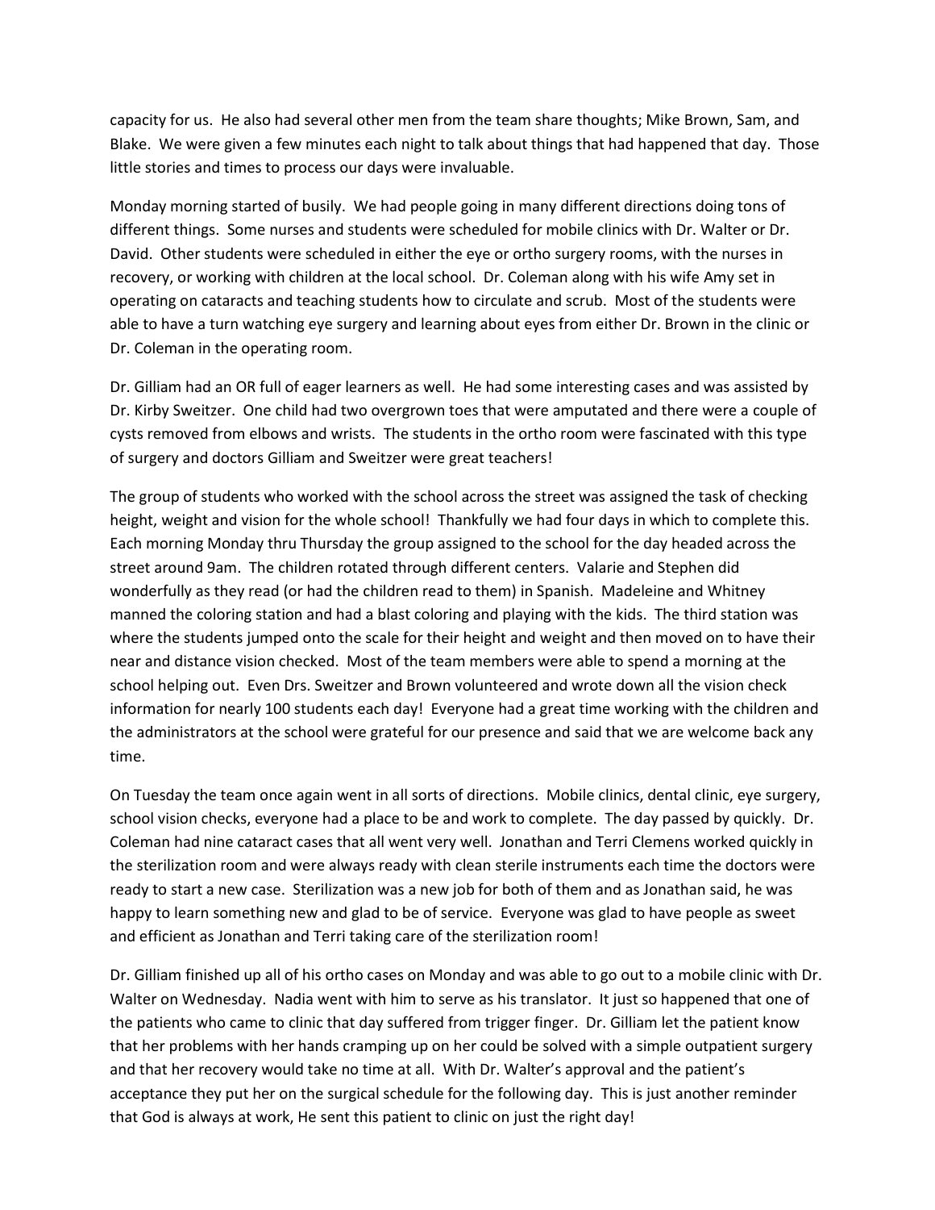capacity for us. He also had several other men from the team share thoughts; Mike Brown, Sam, and Blake. We were given a few minutes each night to talk about things that had happened that day. Those little stories and times to process our days were invaluable.

Monday morning started of busily. We had people going in many different directions doing tons of different things. Some nurses and students were scheduled for mobile clinics with Dr. Walter or Dr. David. Other students were scheduled in either the eye or ortho surgery rooms, with the nurses in recovery, or working with children at the local school. Dr. Coleman along with his wife Amy set in operating on cataracts and teaching students how to circulate and scrub. Most of the students were able to have a turn watching eye surgery and learning about eyes from either Dr. Brown in the clinic or Dr. Coleman in the operating room.

Dr. Gilliam had an OR full of eager learners as well. He had some interesting cases and was assisted by Dr. Kirby Sweitzer. One child had two overgrown toes that were amputated and there were a couple of cysts removed from elbows and wrists. The students in the ortho room were fascinated with this type of surgery and doctors Gilliam and Sweitzer were great teachers!

The group of students who worked with the school across the street was assigned the task of checking height, weight and vision for the whole school! Thankfully we had four days in which to complete this. Each morning Monday thru Thursday the group assigned to the school for the day headed across the street around 9am. The children rotated through different centers. Valarie and Stephen did wonderfully as they read (or had the children read to them) in Spanish. Madeleine and Whitney manned the coloring station and had a blast coloring and playing with the kids. The third station was where the students jumped onto the scale for their height and weight and then moved on to have their near and distance vision checked. Most of the team members were able to spend a morning at the school helping out. Even Drs. Sweitzer and Brown volunteered and wrote down all the vision check information for nearly 100 students each day! Everyone had a great time working with the children and the administrators at the school were grateful for our presence and said that we are welcome back any time.

On Tuesday the team once again went in all sorts of directions. Mobile clinics, dental clinic, eye surgery, school vision checks, everyone had a place to be and work to complete. The day passed by quickly. Dr. Coleman had nine cataract cases that all went very well. Jonathan and Terri Clemens worked quickly in the sterilization room and were always ready with clean sterile instruments each time the doctors were ready to start a new case. Sterilization was a new job for both of them and as Jonathan said, he was happy to learn something new and glad to be of service. Everyone was glad to have people as sweet and efficient as Jonathan and Terri taking care of the sterilization room!

Dr. Gilliam finished up all of his ortho cases on Monday and was able to go out to a mobile clinic with Dr. Walter on Wednesday. Nadia went with him to serve as his translator. It just so happened that one of the patients who came to clinic that day suffered from trigger finger. Dr. Gilliam let the patient know that her problems with her hands cramping up on her could be solved with a simple outpatient surgery and that her recovery would take no time at all. With Dr. Walter's approval and the patient's acceptance they put her on the surgical schedule for the following day. This is just another reminder that God is always at work, He sent this patient to clinic on just the right day!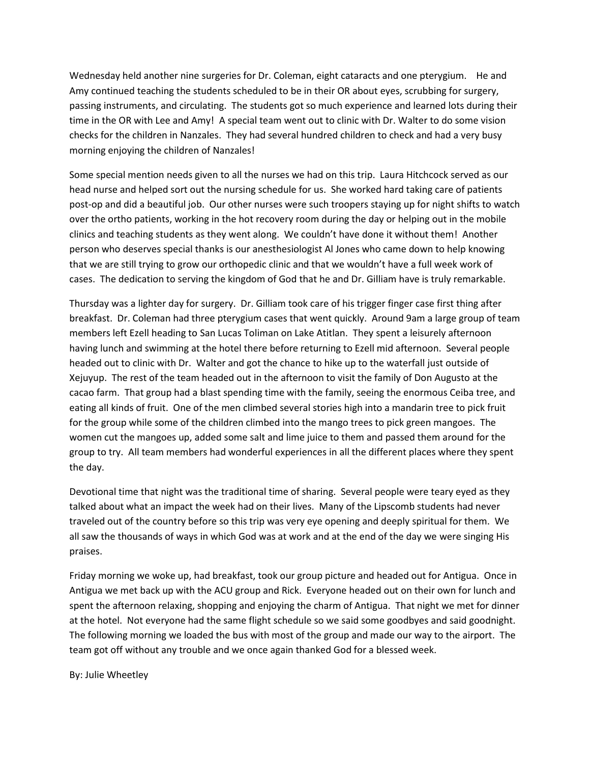Wednesday held another nine surgeries for Dr. Coleman, eight cataracts and one pterygium. He and Amy continued teaching the students scheduled to be in their OR about eyes, scrubbing for surgery, passing instruments, and circulating. The students got so much experience and learned lots during their time in the OR with Lee and Amy! A special team went out to clinic with Dr. Walter to do some vision checks for the children in Nanzales. They had several hundred children to check and had a very busy morning enjoying the children of Nanzales!

Some special mention needs given to all the nurses we had on this trip. Laura Hitchcock served as our head nurse and helped sort out the nursing schedule for us. She worked hard taking care of patients post-op and did a beautiful job. Our other nurses were such troopers staying up for night shifts to watch over the ortho patients, working in the hot recovery room during the day or helping out in the mobile clinics and teaching students as they went along. We couldn't have done it without them! Another person who deserves special thanks is our anesthesiologist Al Jones who came down to help knowing that we are still trying to grow our orthopedic clinic and that we wouldn't have a full week work of cases. The dedication to serving the kingdom of God that he and Dr. Gilliam have is truly remarkable.

Thursday was a lighter day for surgery. Dr. Gilliam took care of his trigger finger case first thing after breakfast. Dr. Coleman had three pterygium cases that went quickly. Around 9am a large group of team members left Ezell heading to San Lucas Toliman on Lake Atitlan. They spent a leisurely afternoon having lunch and swimming at the hotel there before returning to Ezell mid afternoon. Several people headed out to clinic with Dr. Walter and got the chance to hike up to the waterfall just outside of Xejuyup. The rest of the team headed out in the afternoon to visit the family of Don Augusto at the cacao farm. That group had a blast spending time with the family, seeing the enormous Ceiba tree, and eating all kinds of fruit. One of the men climbed several stories high into a mandarin tree to pick fruit for the group while some of the children climbed into the mango trees to pick green mangoes. The women cut the mangoes up, added some salt and lime juice to them and passed them around for the group to try. All team members had wonderful experiences in all the different places where they spent the day.

Devotional time that night was the traditional time of sharing. Several people were teary eyed as they talked about what an impact the week had on their lives. Many of the Lipscomb students had never traveled out of the country before so this trip was very eye opening and deeply spiritual for them. We all saw the thousands of ways in which God was at work and at the end of the day we were singing His praises.

Friday morning we woke up, had breakfast, took our group picture and headed out for Antigua. Once in Antigua we met back up with the ACU group and Rick. Everyone headed out on their own for lunch and spent the afternoon relaxing, shopping and enjoying the charm of Antigua. That night we met for dinner at the hotel. Not everyone had the same flight schedule so we said some goodbyes and said goodnight. The following morning we loaded the bus with most of the group and made our way to the airport. The team got off without any trouble and we once again thanked God for a blessed week.

By: Julie Wheetley